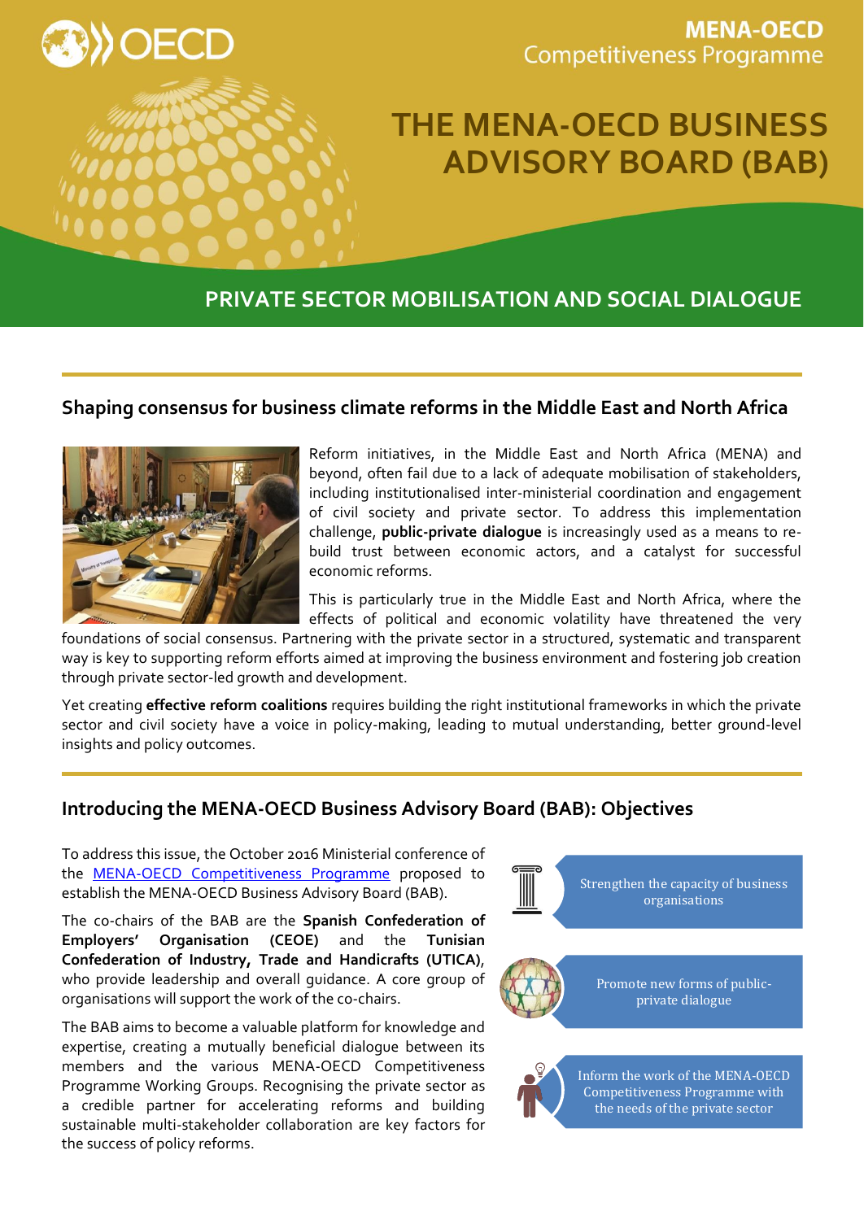MENA-OECD Competitiveness Programme

# THE MENA-OECD BUSINESS ADVISORY BOARD (BAB)

## PRIVATE SECTOR MOBILISATION AND SOCIAL DIALOGUE

### Shaping consensus for business climate reforms in the Middle East and North Africa

Reform initiatives, in the Middle East and North Africa (MENA) and beyond, often fail due to a lack of adequate mobilisation of stakeholders, including institutionalised inter-ministerial coordination and engagement of civil society and private sector. To address this implementation challenge, **public-private dialogue** is increasingly used as a means to re-build trust between economic actors, and a catalyst for successful economic reforms.

This is particularly true in the Middle East and North Africa, where the effects of political and economic volatility have threatened the very foundations of social consensus. Partnering with the private sector in a structured, systematic and transparent way is key to supporting reform efforts aimed at improving the business environment and fostering job creation through private sector-led growth and development.

Yet creating **effective reform coalitions** requires building the right institutional frameworks in which the private sector and civil society have a voice in policy-making, leading to mutual understanding, better ground-level insights and policy outcomes.

### Introducing the MENA-OECD Business Advisory Board (BAB): Objectives

To address this issue, the October 2016 Ministerial conference of the [MENA-OECD Competitiveness Programme](MENA-OECD Competitiveness Programme) proposed to establish the MENA-OECD Business Advisory Board (BAB).

The co-chairs of the BAB are the **Spanish Confederation of Employers' Organisation (CEOE)** and the **Tunisian Confederation of Industry, Trade and Handicrafts (UTICA)**, who provide leadership and overall guidance. A core group of organisations will support the work of the co-chairs.

The BAB aims to become a valuable platform for knowledge and expertise, creating a mutually beneficial dialogue between its members and the various MENA-OECD Competitiveness Programme Working Groups. Recognising the private sector as a credible partner for accelerating reforms and building sustainable multi-stakeholder collaboration are key factors for the success of policy reforms.

- Strengthen the capacity of business organisations
- Promote new forms of public-private dialogue
- Inform the work of the MENA-OECD Competitiveness Programme with the needs of the private sector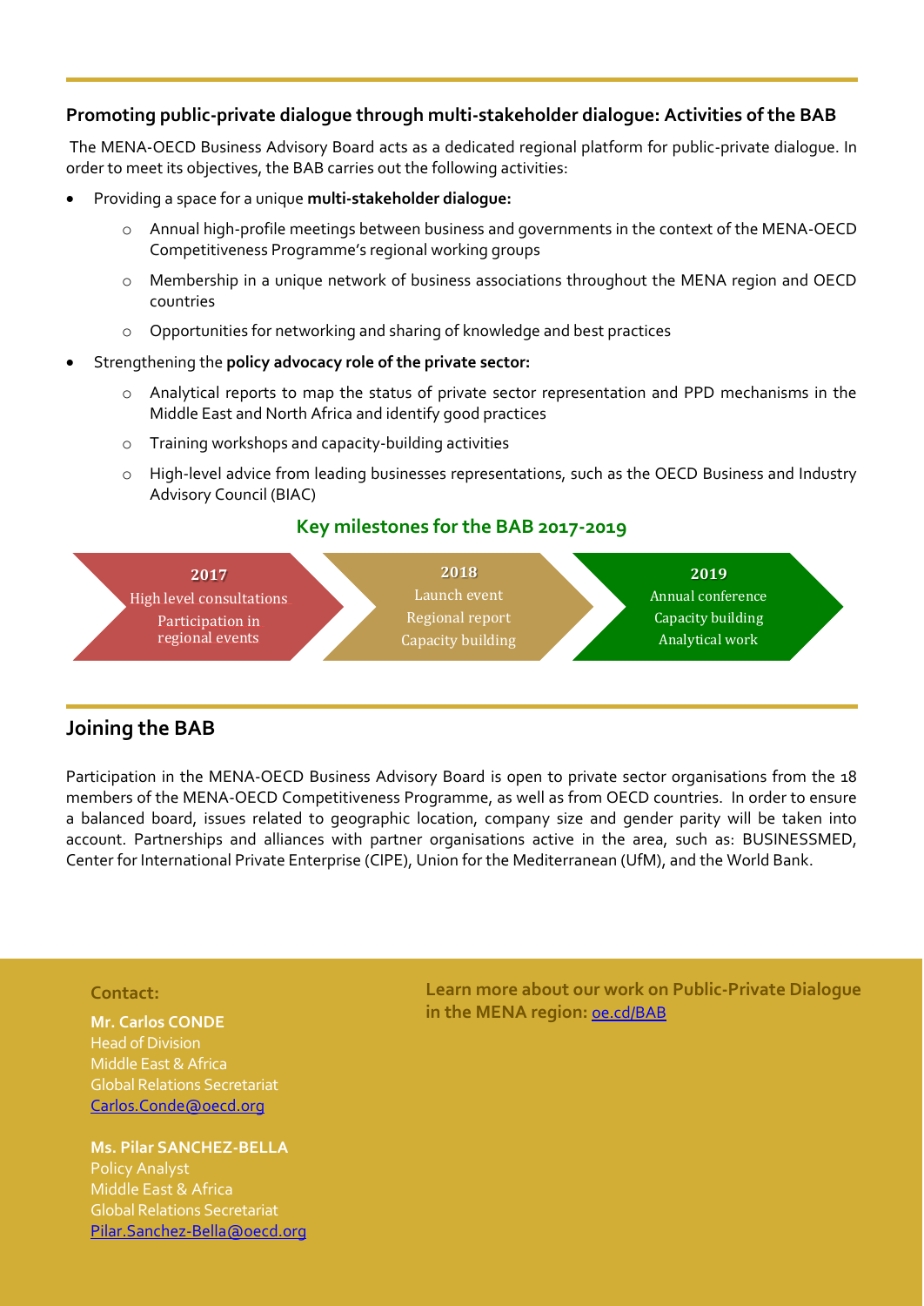## Promoting public-private dialogue through multi-stakeholder dialogue: Activities of the BAB

The MENA-OECD Business Advisory Board acts as a dedicated regional platform for public-private dialogue. In order to meet its objectives, the BAB carries out the following activities:

- Providing a space for a unique **multi-stakeholder dialogue:**
  - Annual high-profile meetings between business and governments in the context of the MENA-OECD Competitiveness Programme's regional working groups
  - Membership in a unique network of business associations throughout the MENA region and OECD countries
  - Opportunities for networking and sharing of knowledge and best practices
- Strengthening the **policy advocacy role of the private sector:**
  - Analytical reports to map the status of private sector representation and PPD mechanisms in the Middle East and North Africa and identify good practices
  - Training workshops and capacity-building activities
  - High-level advice from leading businesses representations, such as the OECD Business and Industry Advisory Council (BIAC)

### Key milestones for the BAB 2017-2019

**2017**
High level consultations
Participation in regional events

**2018**
Launch event
Regional report
Capacity building

**2019**
Annual conference
Capacity building
Analytical work

## Joining the BAB

Participation in the MENA-OECD Business Advisory Board is open to private sector organisations from the 18 members of the MENA-OECD Competitiveness Programme, as well as from OECD countries. In order to ensure a balanced board, issues related to geographic location, company size and gender parity will be taken into account. Partnerships and alliances with partner organisations active in the area, such as: BUSINESSMED, Center for International Private Enterprise (CIPE), Union for the Mediterranean (UfM), and the World Bank.

**Contact:**

**Mr. Carlos CONDE**
Head of Division
Middle East & Africa
Global Relations Secretariat
Carlos.Conde@oecd.org

**Ms. Pilar SANCHEZ-BELLA**
Policy Analyst
Middle East & Africa
Global Relations Secretariat
Pilar.Sanchez-Bella@oecd.org

**Learn more about our work on Public-Private Dialogue in the MENA region:** oe.cd/BAB